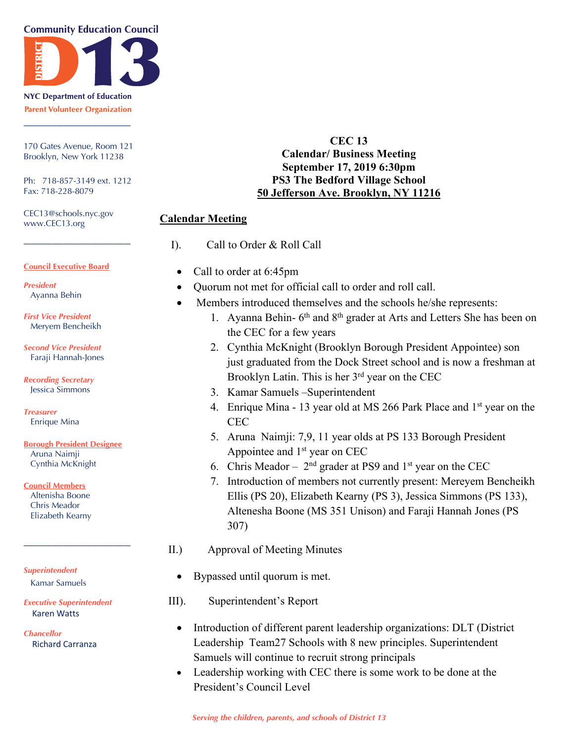**Community Education Council**

**DISTRICT D13**

**NYC Department of Education**
**Parent Volunteer Organization**

170 Gates Avenue, Room 121
Brooklyn, New York 11238

Ph: 718-857-3149 ext. 1212
Fax: 718-228-8079

CEC13@schools.nyc.gov
www.CEC13.org

**Council Executive Board**

*President*
Ayanna Behin

*First Vice President*
Meryem Bencheikh

*Second Vice President*
Faraji Hannah-Jones

*Recording Secretary*
Jessica Simmons

*Treasurer*
Enrique Mina

**Borough President Designee**
Aruna Naimji
Cynthia McKnight

**Council Members**
Altenisha Boone
Chris Meador
Elizabeth Kearny

*Superintendent*
Kamar Samuels

*Executive Superintendent*
Karen Watts

*Chancellor*
Richard Carranza

**CEC 13**
**Calendar/ Business Meeting**
**September 17, 2019 6:30pm**
**PS3 The Bedford Village School**
**50 Jefferson Ave. Brooklyn, NY 11216**

## Calendar Meeting

I). Call to Order & Roll Call

- Call to order at 6:45pm
- Quorum not met for official call to order and roll call.
- Members introduced themselves and the schools he/she represents:
  1. Ayanna Behin- 6th and 8th grader at Arts and Letters She has been on the CEC for a few years
  2. Cynthia McKnight (Brooklyn Borough President Appointee) son just graduated from the Dock Street school and is now a freshman at Brooklyn Latin. This is her 3rd year on the CEC
  3. Kamar Samuels –Superintendent
  4. Enrique Mina - 13 year old at MS 266 Park Place and 1st year on the CEC
  5. Aruna Naimji: 7,9, 11 year olds at PS 133 Borough President Appointee and 1st year on CEC
  6. Chris Meador – 2nd grader at PS9 and 1st year on the CEC
  7. Introduction of members not currently present: Mereyem Bencheikh Ellis (PS 20), Elizabeth Kearny (PS 3), Jessica Simmons (PS 133), Altenesha Boone (MS 351 Unison) and Faraji Hannah Jones (PS 307)

II.) Approval of Meeting Minutes

- Bypassed until quorum is met.

III). Superintendent's Report

- Introduction of different parent leadership organizations: DLT (District Leadership Team27 Schools with 8 new principles. Superintendent Samuels will continue to recruit strong principals
- Leadership working with CEC there is some work to be done at the President's Council Level

*Serving the children, parents, and schools of District 13*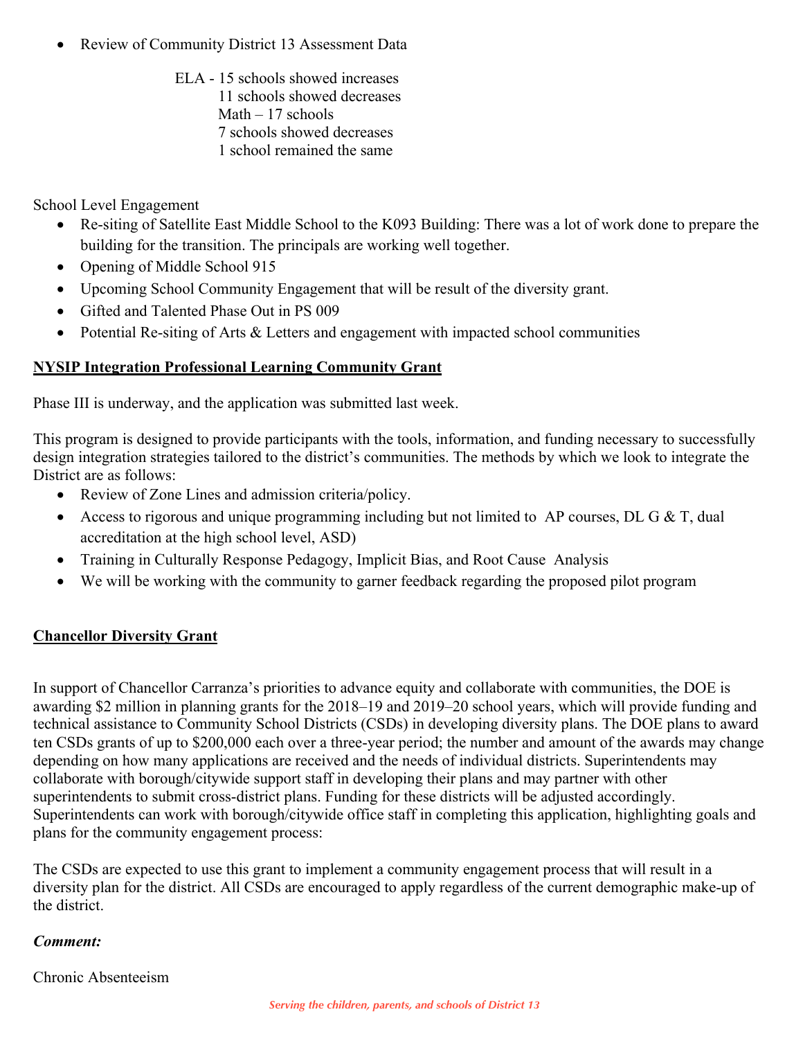- Review of Community District 13 Assessment Data

  ELA - 15 schools showed increases
  11 schools showed decreases
  Math – 17 schools
  7 schools showed decreases
  1 school remained the same

School Level Engagement

- Re-siting of Satellite East Middle School to the K093 Building: There was a lot of work done to prepare the building for the transition. The principals are working well together.
- Opening of Middle School 915
- Upcoming School Community Engagement that will be result of the diversity grant.
- Gifted and Talented Phase Out in PS 009
- Potential Re-siting of Arts & Letters and engagement with impacted school communities

**NYSIP Integration Professional Learning Community Grant**

Phase III is underway, and the application was submitted last week.

This program is designed to provide participants with the tools, information, and funding necessary to successfully design integration strategies tailored to the district's communities. The methods by which we look to integrate the District are as follows:

- Review of Zone Lines and admission criteria/policy.
- Access to rigorous and unique programming including but not limited to AP courses, DL G & T, dual accreditation at the high school level, ASD)
- Training in Culturally Response Pedagogy, Implicit Bias, and Root Cause Analysis
- We will be working with the community to garner feedback regarding the proposed pilot program

**Chancellor Diversity Grant**

In support of Chancellor Carranza's priorities to advance equity and collaborate with communities, the DOE is awarding $2 million in planning grants for the 2018–19 and 2019–20 school years, which will provide funding and technical assistance to Community School Districts (CSDs) in developing diversity plans. The DOE plans to award ten CSDs grants of up to $200,000 each over a three-year period; the number and amount of the awards may change depending on how many applications are received and the needs of individual districts. Superintendents may collaborate with borough/citywide support staff in developing their plans and may partner with other superintendents to submit cross-district plans. Funding for these districts will be adjusted accordingly. Superintendents can work with borough/citywide office staff in completing this application, highlighting goals and plans for the community engagement process:

The CSDs are expected to use this grant to implement a community engagement process that will result in a diversity plan for the district. All CSDs are encouraged to apply regardless of the current demographic make-up of the district.

***Comment:***

Chronic Absenteeism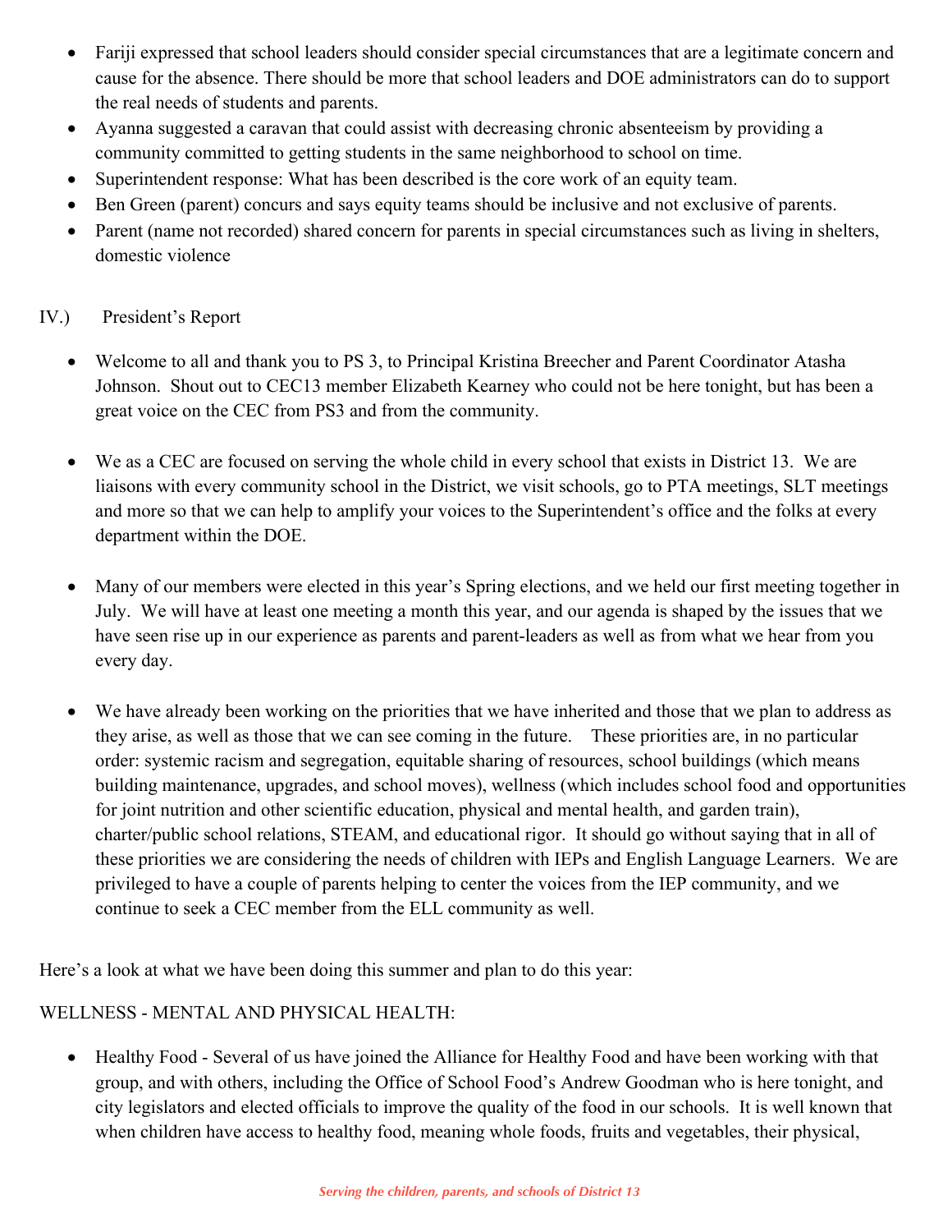- Fariji expressed that school leaders should consider special circumstances that are a legitimate concern and cause for the absence. There should be more that school leaders and DOE administrators can do to support the real needs of students and parents.
- Ayanna suggested a caravan that could assist with decreasing chronic absenteeism by providing a community committed to getting students in the same neighborhood to school on time.
- Superintendent response: What has been described is the core work of an equity team.
- Ben Green (parent) concurs and says equity teams should be inclusive and not exclusive of parents.
- Parent (name not recorded) shared concern for parents in special circumstances such as living in shelters, domestic violence

IV.) President's Report

- Welcome to all and thank you to PS 3, to Principal Kristina Breecher and Parent Coordinator Atasha Johnson. Shout out to CEC13 member Elizabeth Kearney who could not be here tonight, but has been a great voice on the CEC from PS3 and from the community.

- We as a CEC are focused on serving the whole child in every school that exists in District 13. We are liaisons with every community school in the District, we visit schools, go to PTA meetings, SLT meetings and more so that we can help to amplify your voices to the Superintendent's office and the folks at every department within the DOE.

- Many of our members were elected in this year's Spring elections, and we held our first meeting together in July. We will have at least one meeting a month this year, and our agenda is shaped by the issues that we have seen rise up in our experience as parents and parent-leaders as well as from what we hear from you every day.

- We have already been working on the priorities that we have inherited and those that we plan to address as they arise, as well as those that we can see coming in the future. These priorities are, in no particular order: systemic racism and segregation, equitable sharing of resources, school buildings (which means building maintenance, upgrades, and school moves), wellness (which includes school food and opportunities for joint nutrition and other scientific education, physical and mental health, and garden train), charter/public school relations, STEAM, and educational rigor. It should go without saying that in all of these priorities we are considering the needs of children with IEPs and English Language Learners. We are privileged to have a couple of parents helping to center the voices from the IEP community, and we continue to seek a CEC member from the ELL community as well.

Here's a look at what we have been doing this summer and plan to do this year:

WELLNESS - MENTAL AND PHYSICAL HEALTH:

- Healthy Food - Several of us have joined the Alliance for Healthy Food and have been working with that group, and with others, including the Office of School Food's Andrew Goodman who is here tonight, and city legislators and elected officials to improve the quality of the food in our schools. It is well known that when children have access to healthy food, meaning whole foods, fruits and vegetables, their physical,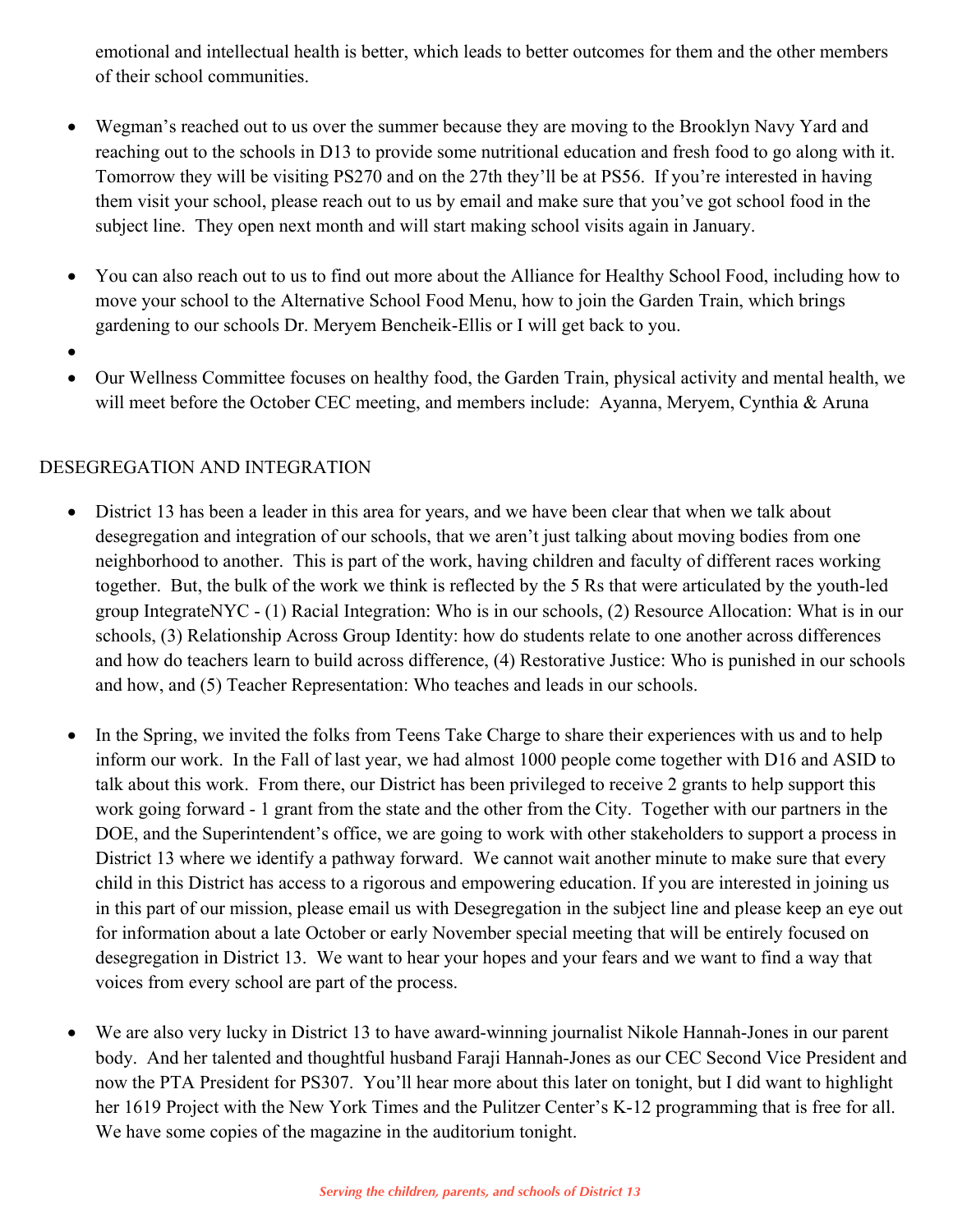emotional and intellectual health is better, which leads to better outcomes for them and the other members of their school communities.

- Wegman's reached out to us over the summer because they are moving to the Brooklyn Navy Yard and reaching out to the schools in D13 to provide some nutritional education and fresh food to go along with it. Tomorrow they will be visiting PS270 and on the 27th they'll be at PS56. If you're interested in having them visit your school, please reach out to us by email and make sure that you've got school food in the subject line. They open next month and will start making school visits again in January.

- You can also reach out to us to find out more about the Alliance for Healthy School Food, including how to move your school to the Alternative School Food Menu, how to join the Garden Train, which brings gardening to our schools Dr. Meryem Bencheik-Ellis or I will get back to you.

- Our Wellness Committee focuses on healthy food, the Garden Train, physical activity and mental health, we will meet before the October CEC meeting, and members include: Ayanna, Meryem, Cynthia & Aruna

DESEGREGATION AND INTEGRATION

- District 13 has been a leader in this area for years, and we have been clear that when we talk about desegregation and integration of our schools, that we aren't just talking about moving bodies from one neighborhood to another. This is part of the work, having children and faculty of different races working together. But, the bulk of the work we think is reflected by the 5 Rs that were articulated by the youth-led group IntegrateNYC - (1) Racial Integration: Who is in our schools, (2) Resource Allocation: What is in our schools, (3) Relationship Across Group Identity: how do students relate to one another across differences and how do teachers learn to build across difference, (4) Restorative Justice: Who is punished in our schools and how, and (5) Teacher Representation: Who teaches and leads in our schools.

- In the Spring, we invited the folks from Teens Take Charge to share their experiences with us and to help inform our work. In the Fall of last year, we had almost 1000 people come together with D16 and ASID to talk about this work. From there, our District has been privileged to receive 2 grants to help support this work going forward - 1 grant from the state and the other from the City. Together with our partners in the DOE, and the Superintendent's office, we are going to work with other stakeholders to support a process in District 13 where we identify a pathway forward. We cannot wait another minute to make sure that every child in this District has access to a rigorous and empowering education. If you are interested in joining us in this part of our mission, please email us with Desegregation in the subject line and please keep an eye out for information about a late October or early November special meeting that will be entirely focused on desegregation in District 13. We want to hear your hopes and your fears and we want to find a way that voices from every school are part of the process.

- We are also very lucky in District 13 to have award-winning journalist Nikole Hannah-Jones in our parent body. And her talented and thoughtful husband Faraji Hannah-Jones as our CEC Second Vice President and now the PTA President for PS307. You'll hear more about this later on tonight, but I did want to highlight her 1619 Project with the New York Times and the Pulitzer Center's K-12 programming that is free for all. We have some copies of the magazine in the auditorium tonight.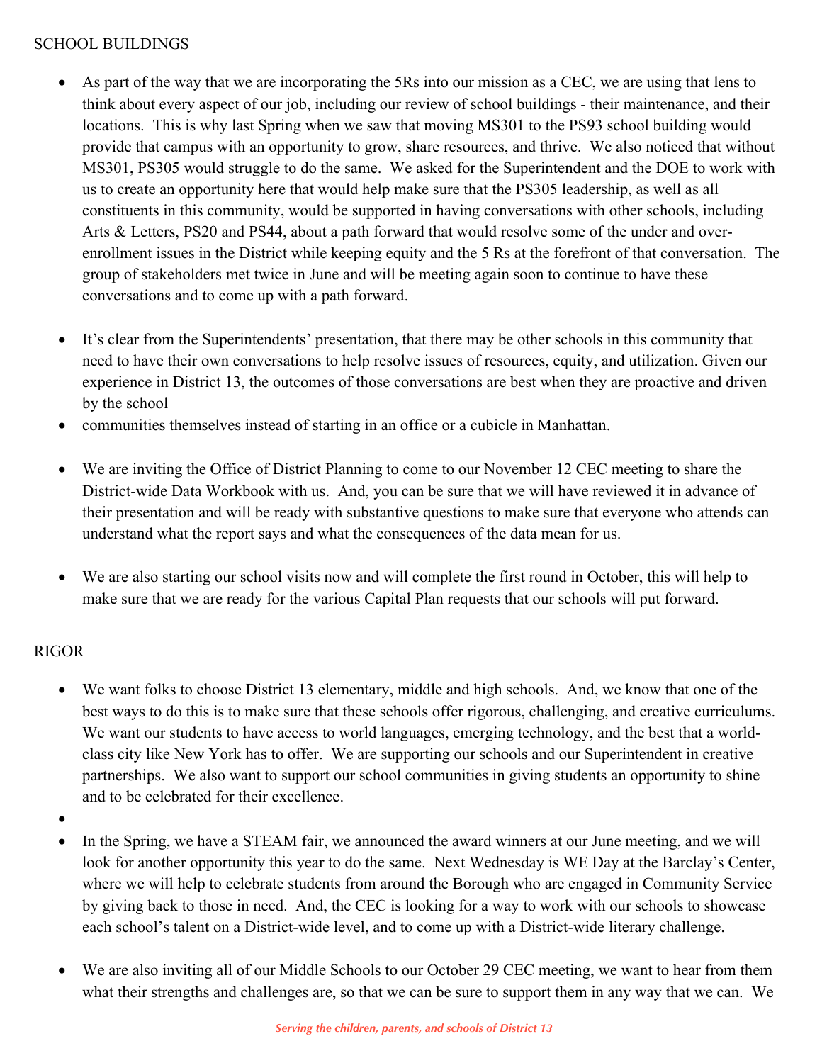SCHOOL BUILDINGS

- As part of the way that we are incorporating the 5Rs into our mission as a CEC, we are using that lens to think about every aspect of our job, including our review of school buildings - their maintenance, and their locations. This is why last Spring when we saw that moving MS301 to the PS93 school building would provide that campus with an opportunity to grow, share resources, and thrive. We also noticed that without MS301, PS305 would struggle to do the same. We asked for the Superintendent and the DOE to work with us to create an opportunity here that would help make sure that the PS305 leadership, as well as all constituents in this community, would be supported in having conversations with other schools, including Arts & Letters, PS20 and PS44, about a path forward that would resolve some of the under and over-enrollment issues in the District while keeping equity and the 5 Rs at the forefront of that conversation. The group of stakeholders met twice in June and will be meeting again soon to continue to have these conversations and to come up with a path forward.

- It's clear from the Superintendents' presentation, that there may be other schools in this community that need to have their own conversations to help resolve issues of resources, equity, and utilization. Given our experience in District 13, the outcomes of those conversations are best when they are proactive and driven by the school
- communities themselves instead of starting in an office or a cubicle in Manhattan.

- We are inviting the Office of District Planning to come to our November 12 CEC meeting to share the District-wide Data Workbook with us. And, you can be sure that we will have reviewed it in advance of their presentation and will be ready with substantive questions to make sure that everyone who attends can understand what the report says and what the consequences of the data mean for us.

- We are also starting our school visits now and will complete the first round in October, this will help to make sure that we are ready for the various Capital Plan requests that our schools will put forward.

RIGOR

- We want folks to choose District 13 elementary, middle and high schools. And, we know that one of the best ways to do this is to make sure that these schools offer rigorous, challenging, and creative curriculums. We want our students to have access to world languages, emerging technology, and the best that a world-class city like New York has to offer. We are supporting our schools and our Superintendent in creative partnerships. We also want to support our school communities in giving students an opportunity to shine and to be celebrated for their excellence.
- 
- In the Spring, we have a STEAM fair, we announced the award winners at our June meeting, and we will look for another opportunity this year to do the same. Next Wednesday is WE Day at the Barclay's Center, where we will help to celebrate students from around the Borough who are engaged in Community Service by giving back to those in need. And, the CEC is looking for a way to work with our schools to showcase each school's talent on a District-wide level, and to come up with a District-wide literary challenge.

- We are also inviting all of our Middle Schools to our October 29 CEC meeting, we want to hear from them what their strengths and challenges are, so that we can be sure to support them in any way that we can. We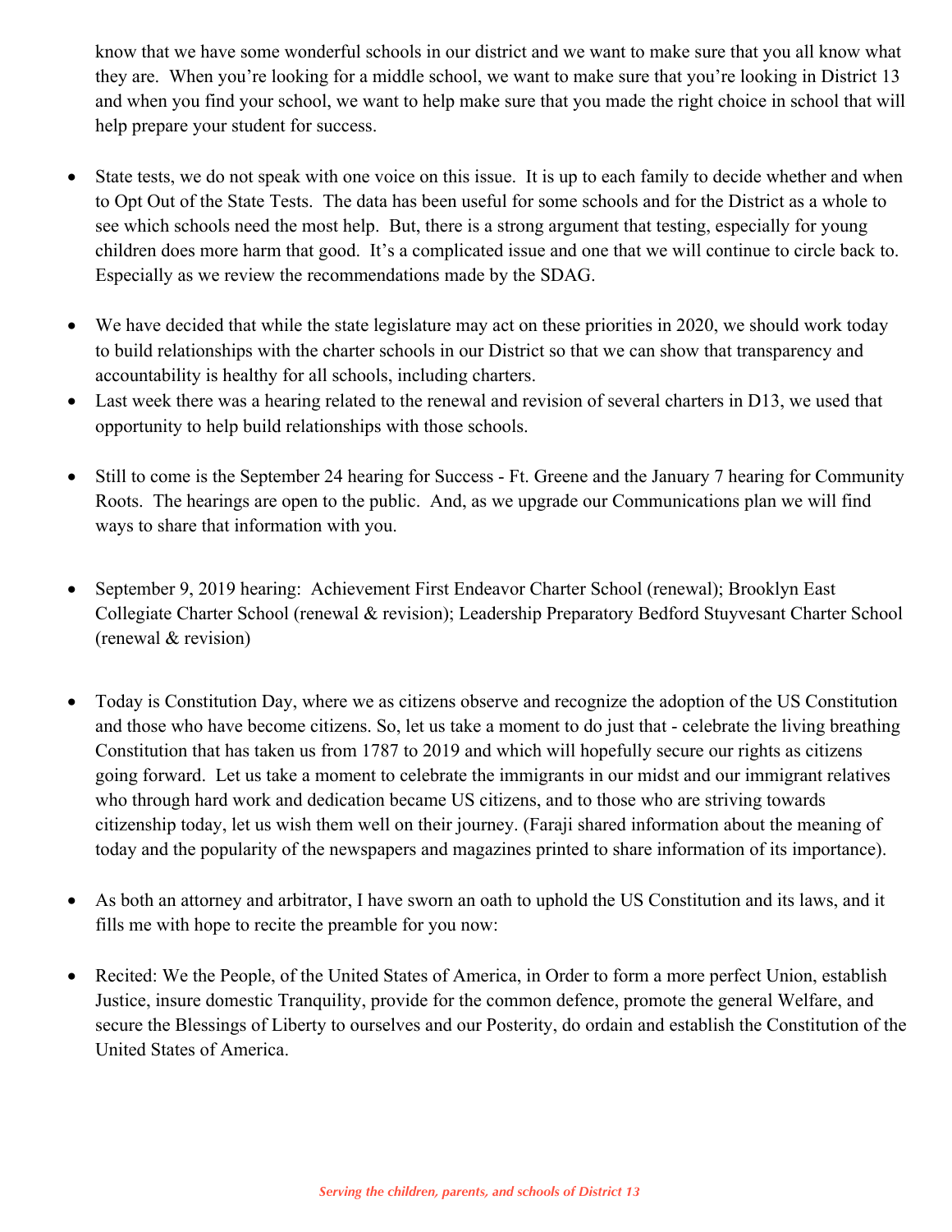know that we have some wonderful schools in our district and we want to make sure that you all know what they are. When you're looking for a middle school, we want to make sure that you're looking in District 13 and when you find your school, we want to help make sure that you made the right choice in school that will help prepare your student for success.

- State tests, we do not speak with one voice on this issue. It is up to each family to decide whether and when to Opt Out of the State Tests. The data has been useful for some schools and for the District as a whole to see which schools need the most help. But, there is a strong argument that testing, especially for young children does more harm that good. It's a complicated issue and one that we will continue to circle back to. Especially as we review the recommendations made by the SDAG.

- We have decided that while the state legislature may act on these priorities in 2020, we should work today to build relationships with the charter schools in our District so that we can show that transparency and accountability is healthy for all schools, including charters.
- Last week there was a hearing related to the renewal and revision of several charters in D13, we used that opportunity to help build relationships with those schools.

- Still to come is the September 24 hearing for Success - Ft. Greene and the January 7 hearing for Community Roots. The hearings are open to the public. And, as we upgrade our Communications plan we will find ways to share that information with you.

- September 9, 2019 hearing: Achievement First Endeavor Charter School (renewal); Brooklyn East Collegiate Charter School (renewal & revision); Leadership Preparatory Bedford Stuyvesant Charter School (renewal & revision)

- Today is Constitution Day, where we as citizens observe and recognize the adoption of the US Constitution and those who have become citizens. So, let us take a moment to do just that - celebrate the living breathing Constitution that has taken us from 1787 to 2019 and which will hopefully secure our rights as citizens going forward. Let us take a moment to celebrate the immigrants in our midst and our immigrant relatives who through hard work and dedication became US citizens, and to those who are striving towards citizenship today, let us wish them well on their journey. (Faraji shared information about the meaning of today and the popularity of the newspapers and magazines printed to share information of its importance).

- As both an attorney and arbitrator, I have sworn an oath to uphold the US Constitution and its laws, and it fills me with hope to recite the preamble for you now:

- Recited: We the People, of the United States of America, in Order to form a more perfect Union, establish Justice, insure domestic Tranquility, provide for the common defence, promote the general Welfare, and secure the Blessings of Liberty to ourselves and our Posterity, do ordain and establish the Constitution of the United States of America.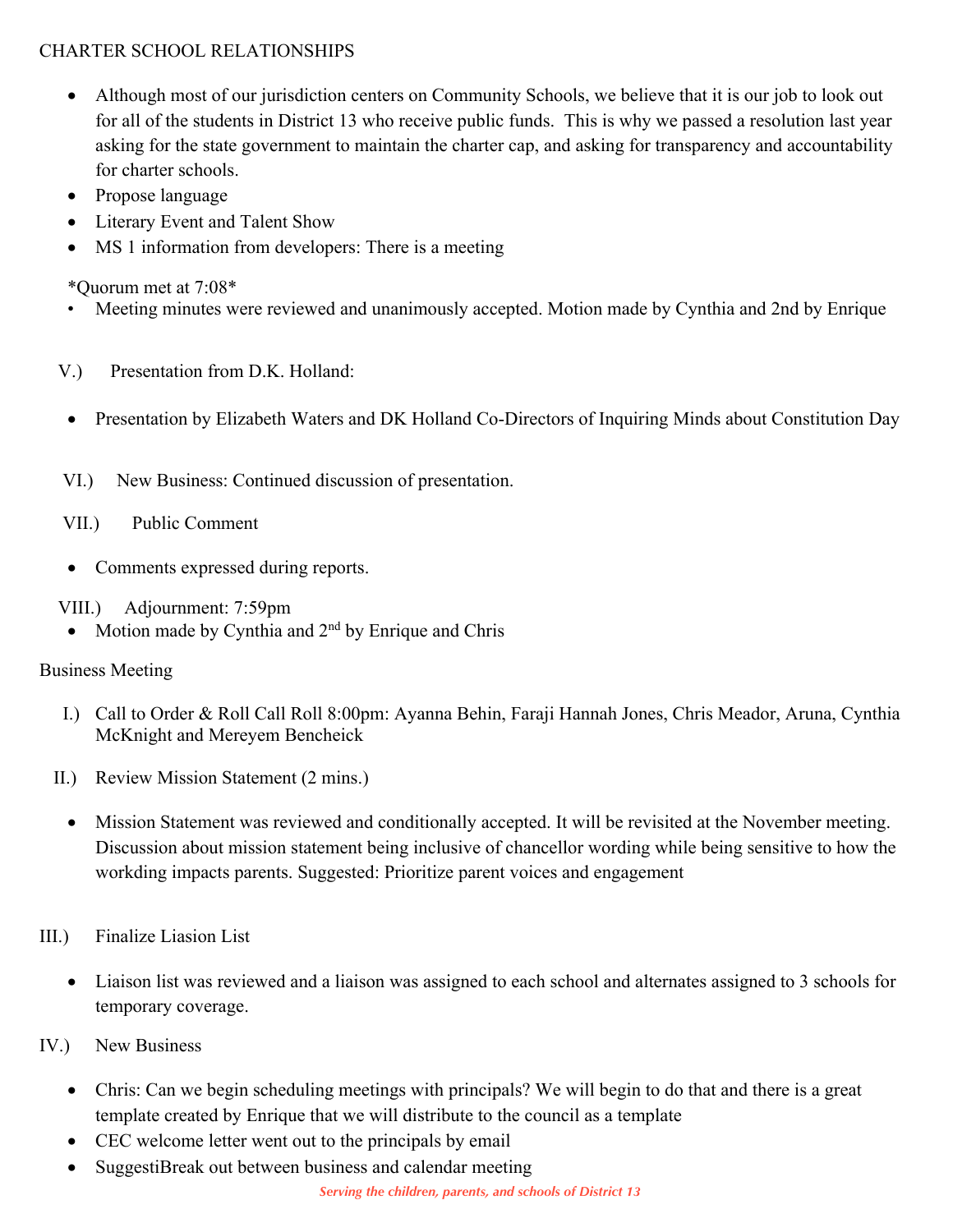CHARTER SCHOOL RELATIONSHIPS

- Although most of our jurisdiction centers on Community Schools, we believe that it is our job to look out for all of the students in District 13 who receive public funds. This is why we passed a resolution last year asking for the state government to maintain the charter cap, and asking for transparency and accountability for charter schools.
- Propose language
- Literary Event and Talent Show
- MS 1 information from developers: There is a meeting

*Quorum met at 7:08*

- Meeting minutes were reviewed and unanimously accepted. Motion made by Cynthia and 2nd by Enrique

V.) Presentation from D.K. Holland:

- Presentation by Elizabeth Waters and DK Holland Co-Directors of Inquiring Minds about Constitution Day

VI.) New Business: Continued discussion of presentation.

VII.) Public Comment

- Comments expressed during reports.

VIII.) Adjournment: 7:59pm

- Motion made by Cynthia and 2nd by Enrique and Chris

Business Meeting

I.) Call to Order & Roll Call Roll 8:00pm: Ayanna Behin, Faraji Hannah Jones, Chris Meador, Aruna, Cynthia McKnight and Mereyem Bencheick

II.) Review Mission Statement (2 mins.)

- Mission Statement was reviewed and conditionally accepted. It will be revisited at the November meeting. Discussion about mission statement being inclusive of chancellor wording while being sensitive to how the workding impacts parents. Suggested: Prioritize parent voices and engagement

III.) Finalize Liasion List

- Liaison list was reviewed and a liaison was assigned to each school and alternates assigned to 3 schools for temporary coverage.

IV.) New Business

- Chris: Can we begin scheduling meetings with principals? We will begin to do that and there is a great template created by Enrique that we will distribute to the council as a template
- CEC welcome letter went out to the principals by email
- SuggestiBreak out between business and calendar meeting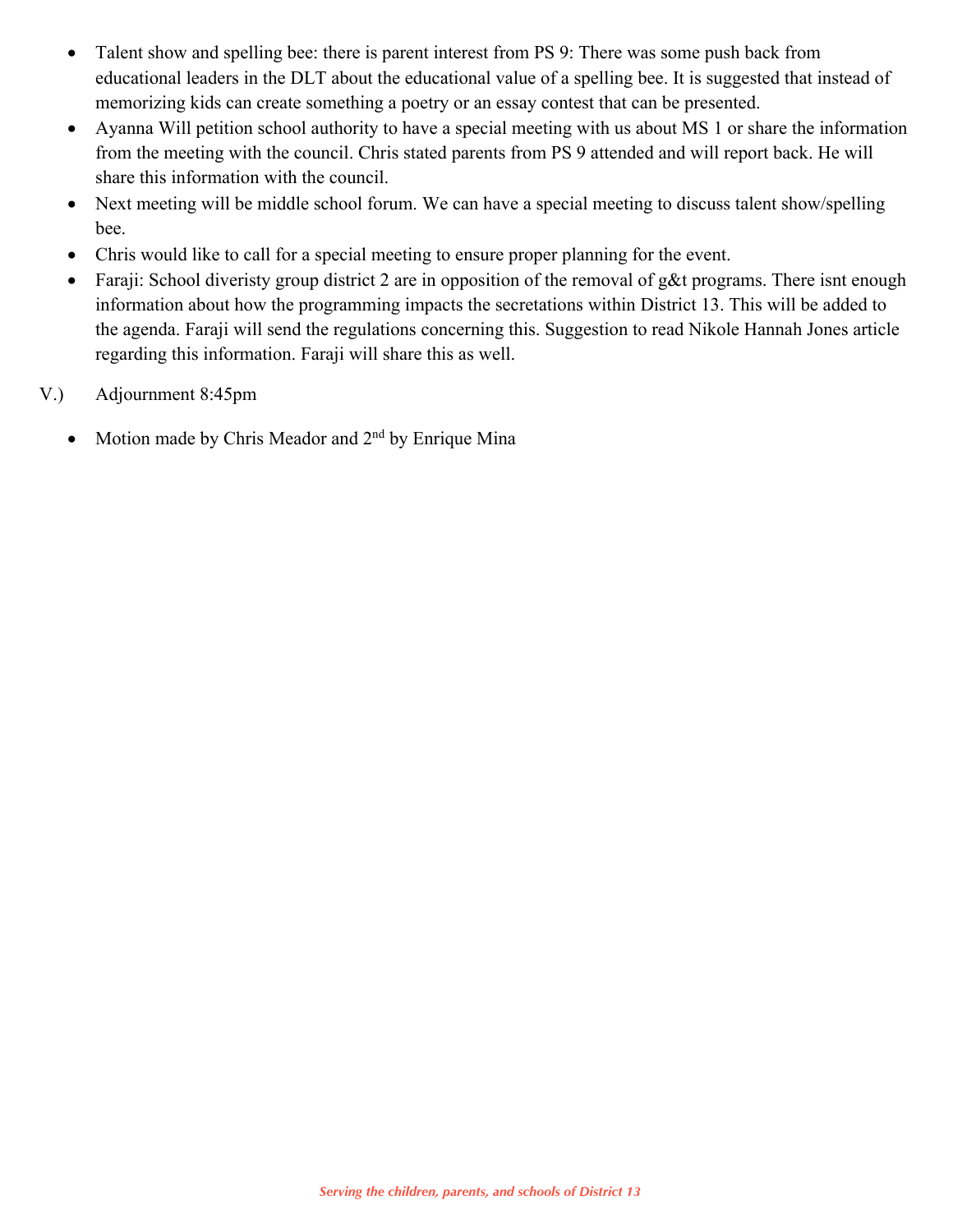- Talent show and spelling bee: there is parent interest from PS 9: There was some push back from educational leaders in the DLT about the educational value of a spelling bee. It is suggested that instead of memorizing kids can create something a poetry or an essay contest that can be presented.
- Ayanna Will petition school authority to have a special meeting with us about MS 1 or share the information from the meeting with the council. Chris stated parents from PS 9 attended and will report back. He will share this information with the council.
- Next meeting will be middle school forum. We can have a special meeting to discuss talent show/spelling bee.
- Chris would like to call for a special meeting to ensure proper planning for the event.
- Faraji: School diveristy group district 2 are in opposition of the removal of g&t programs. There isnt enough information about how the programming impacts the secretations within District 13. This will be added to the agenda. Faraji will send the regulations concerning this. Suggestion to read Nikole Hannah Jones article regarding this information. Faraji will share this as well.

V.) Adjournment 8:45pm

- Motion made by Chris Meador and 2nd by Enrique Mina